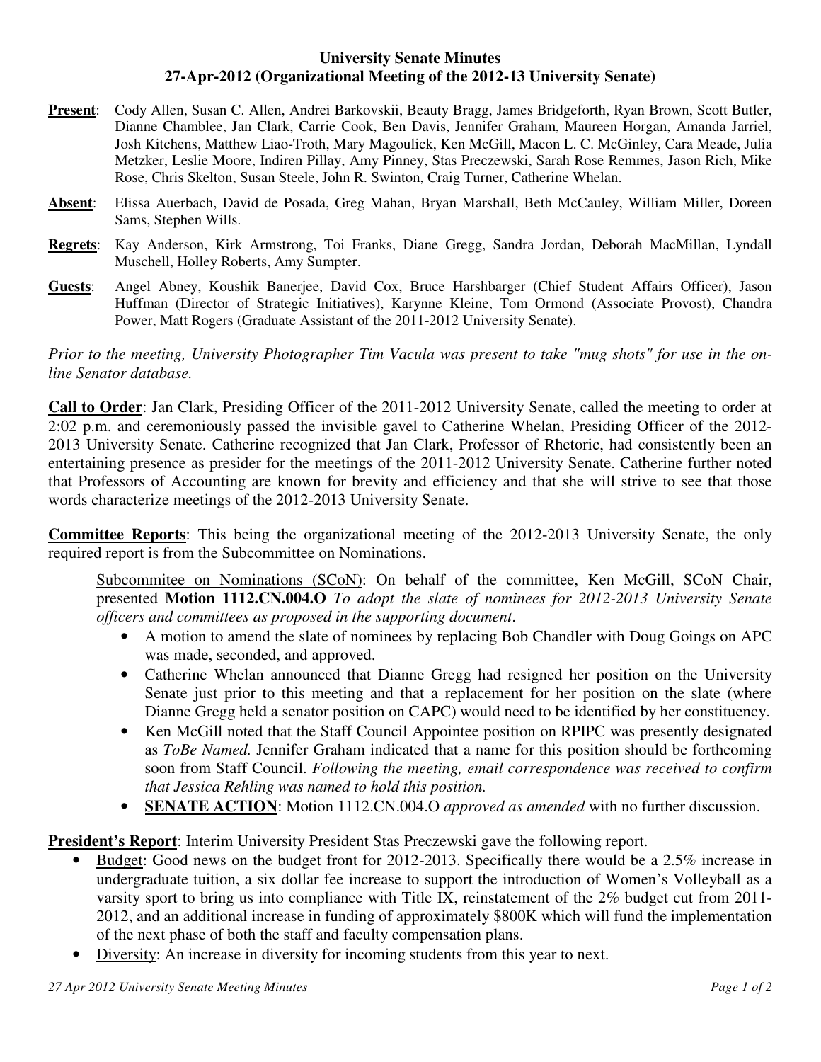**University Senate Minutes**
**27-Apr-2012 (Organizational Meeting of the 2012-13 University Senate)**

**Present**: Cody Allen, Susan C. Allen, Andrei Barkovskii, Beauty Bragg, James Bridgeforth, Ryan Brown, Scott Butler, Dianne Chamblee, Jan Clark, Carrie Cook, Ben Davis, Jennifer Graham, Maureen Horgan, Amanda Jarriel, Josh Kitchens, Matthew Liao-Troth, Mary Magoulick, Ken McGill, Macon L. C. McGinley, Cara Meade, Julia Metzker, Leslie Moore, Indiren Pillay, Amy Pinney, Stas Preczewski, Sarah Rose Remmes, Jason Rich, Mike Rose, Chris Skelton, Susan Steele, John R. Swinton, Craig Turner, Catherine Whelan.

**Absent**: Elissa Auerbach, David de Posada, Greg Mahan, Bryan Marshall, Beth McCauley, William Miller, Doreen Sams, Stephen Wills.

**Regrets**: Kay Anderson, Kirk Armstrong, Toi Franks, Diane Gregg, Sandra Jordan, Deborah MacMillan, Lyndall Muschell, Holley Roberts, Amy Sumpter.

**Guests**: Angel Abney, Koushik Banerjee, David Cox, Bruce Harshbarger (Chief Student Affairs Officer), Jason Huffman (Director of Strategic Initiatives), Karynne Kleine, Tom Ormond (Associate Provost), Chandra Power, Matt Rogers (Graduate Assistant of the 2011-2012 University Senate).

*Prior to the meeting, University Photographer Tim Vacula was present to take "mug shots" for use in the on-line Senator database.*

**Call to Order**: Jan Clark, Presiding Officer of the 2011-2012 University Senate, called the meeting to order at 2:02 p.m. and ceremoniously passed the invisible gavel to Catherine Whelan, Presiding Officer of the 2012-2013 University Senate. Catherine recognized that Jan Clark, Professor of Rhetoric, had consistently been an entertaining presence as presider for the meetings of the 2011-2012 University Senate. Catherine further noted that Professors of Accounting are known for brevity and efficiency and that she will strive to see that those words characterize meetings of the 2012-2013 University Senate.

**Committee Reports**: This being the organizational meeting of the 2012-2013 University Senate, the only required report is from the Subcommittee on Nominations.

Subcommitee on Nominations (SCoN): On behalf of the committee, Ken McGill, SCoN Chair, presented **Motion 1112.CN.004.O** *To adopt the slate of nominees for 2012-2013 University Senate officers and committees as proposed in the supporting document*.

- A motion to amend the slate of nominees by replacing Bob Chandler with Doug Goings on APC was made, seconded, and approved.
- Catherine Whelan announced that Dianne Gregg had resigned her position on the University Senate just prior to this meeting and that a replacement for her position on the slate (where Dianne Gregg held a senator position on CAPC) would need to be identified by her constituency.
- Ken McGill noted that the Staff Council Appointee position on RPIPC was presently designated as *ToBe Named.* Jennifer Graham indicated that a name for this position should be forthcoming soon from Staff Council. *Following the meeting, email correspondence was received to confirm that Jessica Rehling was named to hold this position.*
- **SENATE ACTION**: Motion 1112.CN.004.O *approved as amended* with no further discussion.

**President's Report**: Interim University President Stas Preczewski gave the following report.

- Budget: Good news on the budget front for 2012-2013. Specifically there would be a 2.5% increase in undergraduate tuition, a six dollar fee increase to support the introduction of Women's Volleyball as a varsity sport to bring us into compliance with Title IX, reinstatement of the 2% budget cut from 2011-2012, and an additional increase in funding of approximately $800K which will fund the implementation of the next phase of both the staff and faculty compensation plans.
- Diversity: An increase in diversity for incoming students from this year to next.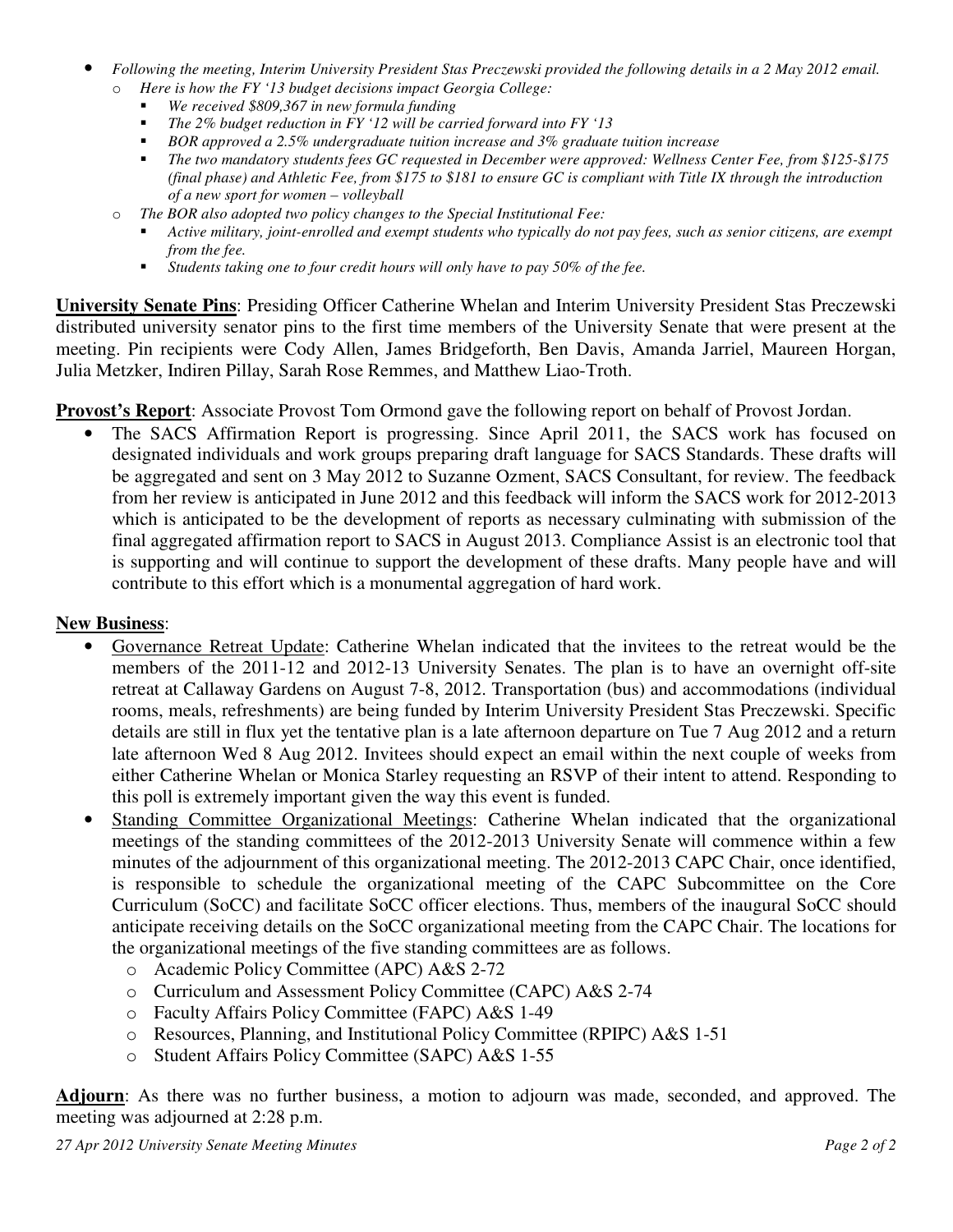- *Following the meeting, Interim University President Stas Preczewski provided the following details in a 2 May 2012 email.*
  - *Here is how the FY '13 budget decisions impact Georgia College:*
    - *We received $809,367 in new formula funding*
    - *The 2% budget reduction in FY '12 will be carried forward into FY '13*
    - *BOR approved a 2.5% undergraduate tuition increase and 3% graduate tuition increase*
    - *The two mandatory students fees GC requested in December were approved: Wellness Center Fee, from $125-$175 (final phase) and Athletic Fee, from $175 to $181 to ensure GC is compliant with Title IX through the introduction of a new sport for women – volleyball*
  - *The BOR also adopted two policy changes to the Special Institutional Fee:*
    - *Active military, joint-enrolled and exempt students who typically do not pay fees, such as senior citizens, are exempt from the fee.*
    - *Students taking one to four credit hours will only have to pay 50% of the fee.*

**University Senate Pins**: Presiding Officer Catherine Whelan and Interim University President Stas Preczewski distributed university senator pins to the first time members of the University Senate that were present at the meeting. Pin recipients were Cody Allen, James Bridgeforth, Ben Davis, Amanda Jarriel, Maureen Horgan, Julia Metzker, Indiren Pillay, Sarah Rose Remmes, and Matthew Liao-Troth.

**Provost's Report**: Associate Provost Tom Ormond gave the following report on behalf of Provost Jordan.

- The SACS Affirmation Report is progressing. Since April 2011, the SACS work has focused on designated individuals and work groups preparing draft language for SACS Standards. These drafts will be aggregated and sent on 3 May 2012 to Suzanne Ozment, SACS Consultant, for review. The feedback from her review is anticipated in June 2012 and this feedback will inform the SACS work for 2012-2013 which is anticipated to be the development of reports as necessary culminating with submission of the final aggregated affirmation report to SACS in August 2013. Compliance Assist is an electronic tool that is supporting and will continue to support the development of these drafts. Many people have and will contribute to this effort which is a monumental aggregation of hard work.

**New Business**:

- <u>Governance Retreat Update</u>: Catherine Whelan indicated that the invitees to the retreat would be the members of the 2011-12 and 2012-13 University Senates. The plan is to have an overnight off-site retreat at Callaway Gardens on August 7-8, 2012. Transportation (bus) and accommodations (individual rooms, meals, refreshments) are being funded by Interim University President Stas Preczewski. Specific details are still in flux yet the tentative plan is a late afternoon departure on Tue 7 Aug 2012 and a return late afternoon Wed 8 Aug 2012. Invitees should expect an email within the next couple of weeks from either Catherine Whelan or Monica Starley requesting an RSVP of their intent to attend. Responding to this poll is extremely important given the way this event is funded.
- <u>Standing Committee Organizational Meetings</u>: Catherine Whelan indicated that the organizational meetings of the standing committees of the 2012-2013 University Senate will commence within a few minutes of the adjournment of this organizational meeting. The 2012-2013 CAPC Chair, once identified, is responsible to schedule the organizational meeting of the CAPC Subcommittee on the Core Curriculum (SoCC) and facilitate SoCC officer elections. Thus, members of the inaugural SoCC should anticipate receiving details on the SoCC organizational meeting from the CAPC Chair. The locations for the organizational meetings of the five standing committees are as follows.
  - Academic Policy Committee (APC) A&S 2-72
  - Curriculum and Assessment Policy Committee (CAPC) A&S 2-74
  - Faculty Affairs Policy Committee (FAPC) A&S 1-49
  - Resources, Planning, and Institutional Policy Committee (RPIPC) A&S 1-51
  - Student Affairs Policy Committee (SAPC) A&S 1-55

**Adjourn**: As there was no further business, a motion to adjourn was made, seconded, and approved. The meeting was adjourned at 2:28 p.m.